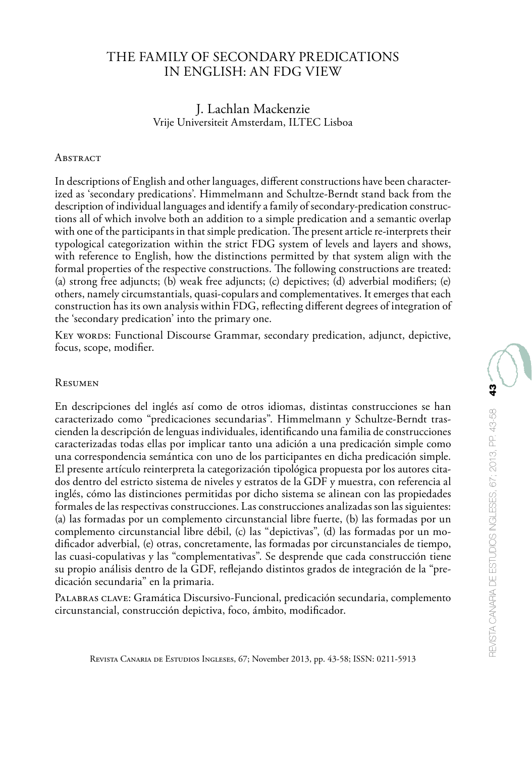# THE FAMILY OF SECONDARY PREDICATIONS IN ENGLISH: AN FDG VIEW

J. Lachlan Mackenzie
Vrije Universiteit Amsterdam, ILTEC Lisboa

## Abstract

In descriptions of English and other languages, different constructions have been characterized as 'secondary predications'. Himmelmann and Schultze-Berndt stand back from the description of individual languages and identify a family of secondary-predication constructions all of which involve both an addition to a simple predication and a semantic overlap with one of the participants in that simple predication. The present article re-interprets their typological categorization within the strict FDG system of levels and layers and shows, with reference to English, how the distinctions permitted by that system align with the formal properties of the respective constructions. The following constructions are treated: (a) strong free adjuncts; (b) weak free adjuncts; (c) depictives; (d) adverbial modifiers; (e) others, namely circumstantials, quasi-copulars and complementatives. It emerges that each construction has its own analysis within FDG, reflecting different degrees of integration of the 'secondary predication' into the primary one.

Key words: Functional Discourse Grammar, secondary predication, adjunct, depictive, focus, scope, modifier.

## Resumen

En descripciones del inglés así como de otros idiomas, distintas construcciones se han caracterizado como "predicaciones secundarias". Himmelmann y Schultze-Berndt trascienden la descripción de lenguas individuales, identificando una familia de construcciones caracterizadas todas ellas por implicar tanto una adición a una predicación simple como una correspondencia semántica con uno de los participantes en dicha predicación simple. El presente artículo reinterpreta la categorización tipológica propuesta por los autores citados dentro del estricto sistema de niveles y estratos de la GDF y muestra, con referencia al inglés, cómo las distinciones permitidas por dicho sistema se alinean con las propiedades formales de las respectivas construcciones. Las construcciones analizadas son las siguientes: (a) las formadas por un complemento circunstancial libre fuerte, (b) las formadas por un complemento circunstancial libre débil, (c) las "depictivas", (d) las formadas por un modificador adverbial, (e) otras, concretamente, las formadas por circunstanciales de tiempo, las cuasi-copulativas y las "complementativas". Se desprende que cada construcción tiene su propio análisis dentro de la GDF, reflejando distintos grados de integración de la "predicación secundaria" en la primaria.

Palabras clave: Gramática Discursivo-Funcional, predicación secundaria, complemento circunstancial, construcción depictiva, foco, ámbito, modificador.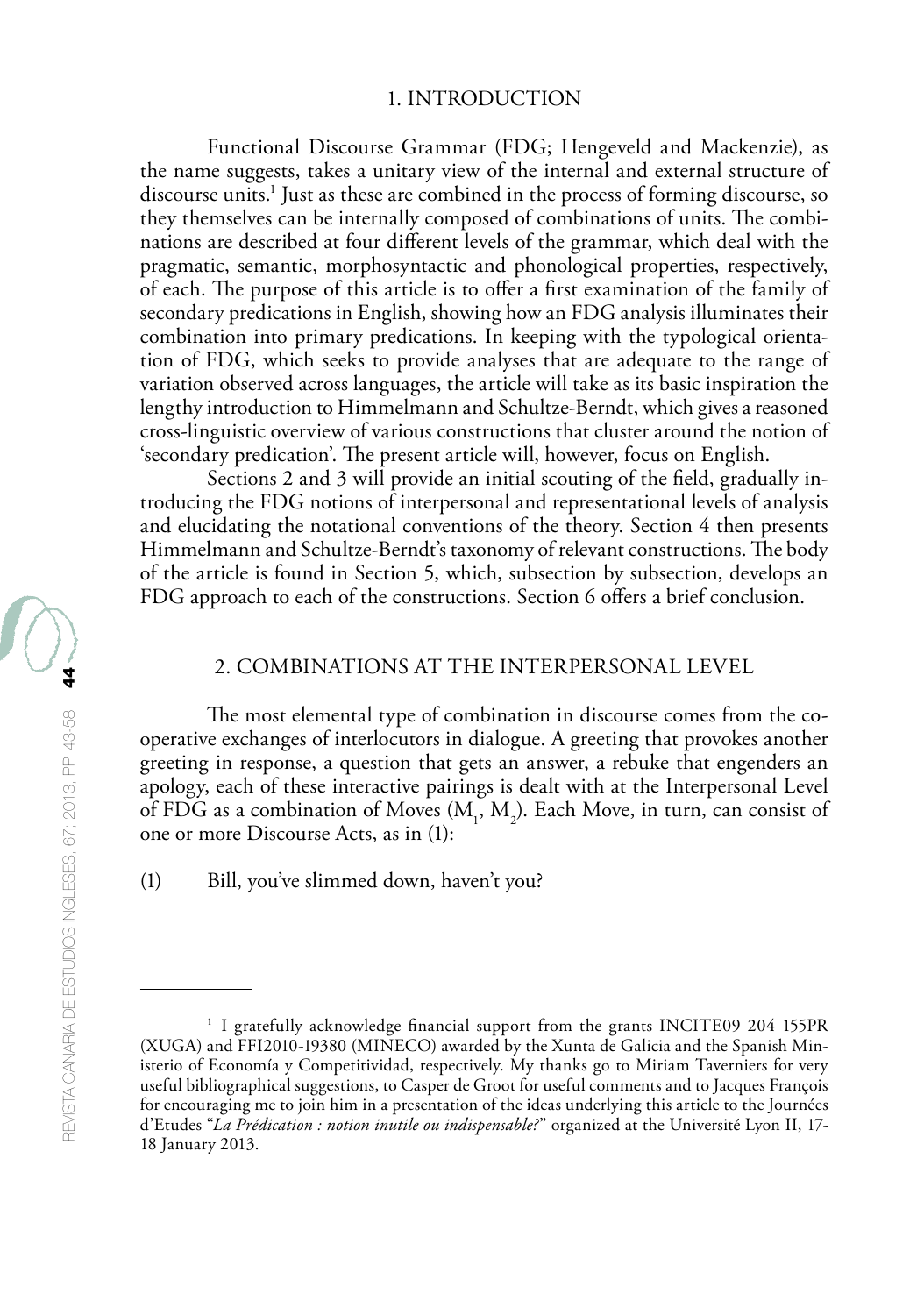## 1. INTRODUCTION

Functional Discourse Grammar (FDG; Hengeveld and Mackenzie), as the name suggests, takes a unitary view of the internal and external structure of discourse units.[1] Just as these are combined in the process of forming discourse, so they themselves can be internally composed of combinations of units. The combinations are described at four different levels of the grammar, which deal with the pragmatic, semantic, morphosyntactic and phonological properties, respectively, of each. The purpose of this article is to offer a first examination of the family of secondary predications in English, showing how an FDG analysis illuminates their combination into primary predications. In keeping with the typological orientation of FDG, which seeks to provide analyses that are adequate to the range of variation observed across languages, the article will take as its basic inspiration the lengthy introduction to Himmelmann and Schultze-Berndt, which gives a reasoned cross-linguistic overview of various constructions that cluster around the notion of 'secondary predication'. The present article will, however, focus on English.

Sections 2 and 3 will provide an initial scouting of the field, gradually introducing the FDG notions of interpersonal and representational levels of analysis and elucidating the notational conventions of the theory. Section 4 then presents Himmelmann and Schultze-Berndt's taxonomy of relevant constructions. The body of the article is found in Section 5, which, subsection by subsection, develops an FDG approach to each of the constructions. Section 6 offers a brief conclusion.

## 2. COMBINATIONS AT THE INTERPERSONAL LEVEL

The most elemental type of combination in discourse comes from the co-operative exchanges of interlocutors in dialogue. A greeting that provokes another greeting in response, a question that gets an answer, a rebuke that engenders an apology, each of these interactive pairings is dealt with at the Interpersonal Level of FDG as a combination of Moves ($M_1$, $M_2$). Each Move, in turn, can consist of one or more Discourse Acts, as in (1):

(1) Bill, you've slimmed down, haven't you?

---

[1] I gratefully acknowledge financial support from the grants INCITE09 204 155PR (XUGA) and FFI2010-19380 (MINECO) awarded by the Xunta de Galicia and the Spanish Ministerio de Economía y Competitividad, respectively. My thanks go to Miriam Taverniers for very useful bibliographical suggestions, to Casper de Groot for useful comments and to Jacques François for encouraging me to join him in a presentation of the ideas underlying this article to the Journées d'Etudes "*La Prédication : notion inutile ou indispensable?*" organized at the Université Lyon II, 17-18 January 2013.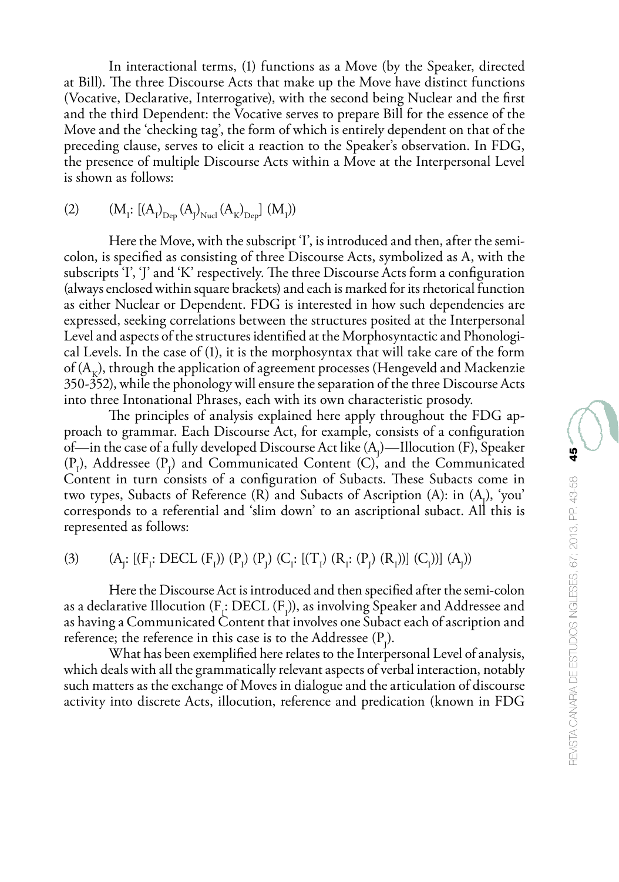In interactional terms, (1) functions as a Move (by the Speaker, directed at Bill). The three Discourse Acts that make up the Move have distinct functions (Vocative, Declarative, Interrogative), with the second being Nuclear and the first and the third Dependent: the Vocative serves to prepare Bill for the essence of the Move and the 'checking tag', the form of which is entirely dependent on that of the preceding clause, serves to elicit a reaction to the Speaker's observation. In FDG, the presence of multiple Discourse Acts within a Move at the Interpersonal Level is shown as follows:

(2) $(M_I: [(A_I)_{Dep}\ (A_J)_{Nucl}\ (A_K)_{Dep}]\ (M_I))$

Here the Move, with the subscript 'I', is introduced and then, after the semi-colon, is specified as consisting of three Discourse Acts, symbolized as A, with the subscripts 'I', 'J' and 'K' respectively. The three Discourse Acts form a configuration (always enclosed within square brackets) and each is marked for its rhetorical function as either Nuclear or Dependent. FDG is interested in how such dependencies are expressed, seeking correlations between the structures posited at the Interpersonal Level and aspects of the structures identified at the Morphosyntactic and Phonological Levels. In the case of (1), it is the morphosyntax that will take care of the form of $(A_K)$, through the application of agreement processes (Hengeveld and Mackenzie 350-352), while the phonology will ensure the separation of the three Discourse Acts into three Intonational Phrases, each with its own characteristic prosody.

The principles of analysis explained here apply throughout the FDG approach to grammar. Each Discourse Act, for example, consists of a configuration of—in the case of a fully developed Discourse Act like $(A_J)$—Illocution (F), Speaker $(P_I)$, Addressee $(P_J)$ and Communicated Content (C), and the Communicated Content in turn consists of a configuration of Subacts. These Subacts come in two types, Subacts of Reference (R) and Subacts of Ascription (A): in $(A_J)$, 'you' corresponds to a referential and 'slim down' to an ascriptional subact. All this is represented as follows:

(3) $(A_J: [(F_I: DECL\ (F_I))\ (P_I)\ (P_J)\ (C_I: [(T_I)\ (R_I: (P_J)\ (R_I))]\ (C_I))]\ (A_J))$

Here the Discourse Act is introduced and then specified after the semi-colon as a declarative Illocution $(F_I: DECL\ (F_I))$, as involving Speaker and Addressee and as having a Communicated Content that involves one Subact each of ascription and reference; the reference in this case is to the Addressee $(P_J)$.

What has been exemplified here relates to the Interpersonal Level of analysis, which deals with all the grammatically relevant aspects of verbal interaction, notably such matters as the exchange of Moves in dialogue and the articulation of discourse activity into discrete Acts, illocution, reference and predication (known in FDG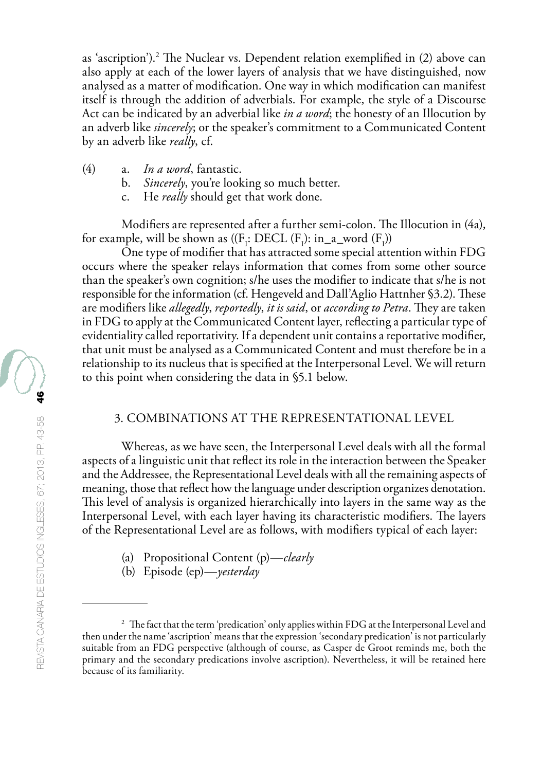as 'ascription').[2] The Nuclear vs. Dependent relation exemplified in (2) above can also apply at each of the lower layers of analysis that we have distinguished, now analysed as a matter of modification. One way in which modification can manifest itself is through the addition of adverbials. For example, the style of a Discourse Act can be indicated by an adverbial like *in a word*; the honesty of an Illocution by an adverb like *sincerely*; or the speaker's commitment to a Communicated Content by an adverb like *really*, cf.

(4) a. *In a word*, fantastic.
  b. *Sincerely*, you're looking so much better.
  c. He *really* should get that work done.

Modifiers are represented after a further semi-colon. The Illocution in (4a), for example, will be shown as (($F_1$: DECL ($F_1$): in_a_word ($F_1$))

One type of modifier that has attracted some special attention within FDG occurs where the speaker relays information that comes from some other source than the speaker's own cognition; s/he uses the modifier to indicate that s/he is not responsible for the information (cf. Hengeveld and Dall'Aglio Hattnher §3.2). These are modifiers like *allegedly*, *reportedly*, *it is said*, or *according to Petra*. They are taken in FDG to apply at the Communicated Content layer, reflecting a particular type of evidentiality called reportativity. If a dependent unit contains a reportative modifier, that unit must be analysed as a Communicated Content and must therefore be in a relationship to its nucleus that is specified at the Interpersonal Level. We will return to this point when considering the data in §5.1 below.

## 3. COMBINATIONS AT THE REPRESENTATIONAL LEVEL

Whereas, as we have seen, the Interpersonal Level deals with all the formal aspects of a linguistic unit that reflect its role in the interaction between the Speaker and the Addressee, the Representational Level deals with all the remaining aspects of meaning, those that reflect how the language under description organizes denotation. This level of analysis is organized hierarchically into layers in the same way as the Interpersonal Level, with each layer having its characteristic modifiers. The layers of the Representational Level are as follows, with modifiers typical of each layer:

(a) Propositional Content (p)—*clearly*
(b) Episode (ep)—*yesterday*

---

[2] The fact that the term 'predication' only applies within FDG at the Interpersonal Level and then under the name 'ascription' means that the expression 'secondary predication' is not particularly suitable from an FDG perspective (although of course, as Casper de Groot reminds me, both the primary and the secondary predications involve ascription). Nevertheless, it will be retained here because of its familiarity.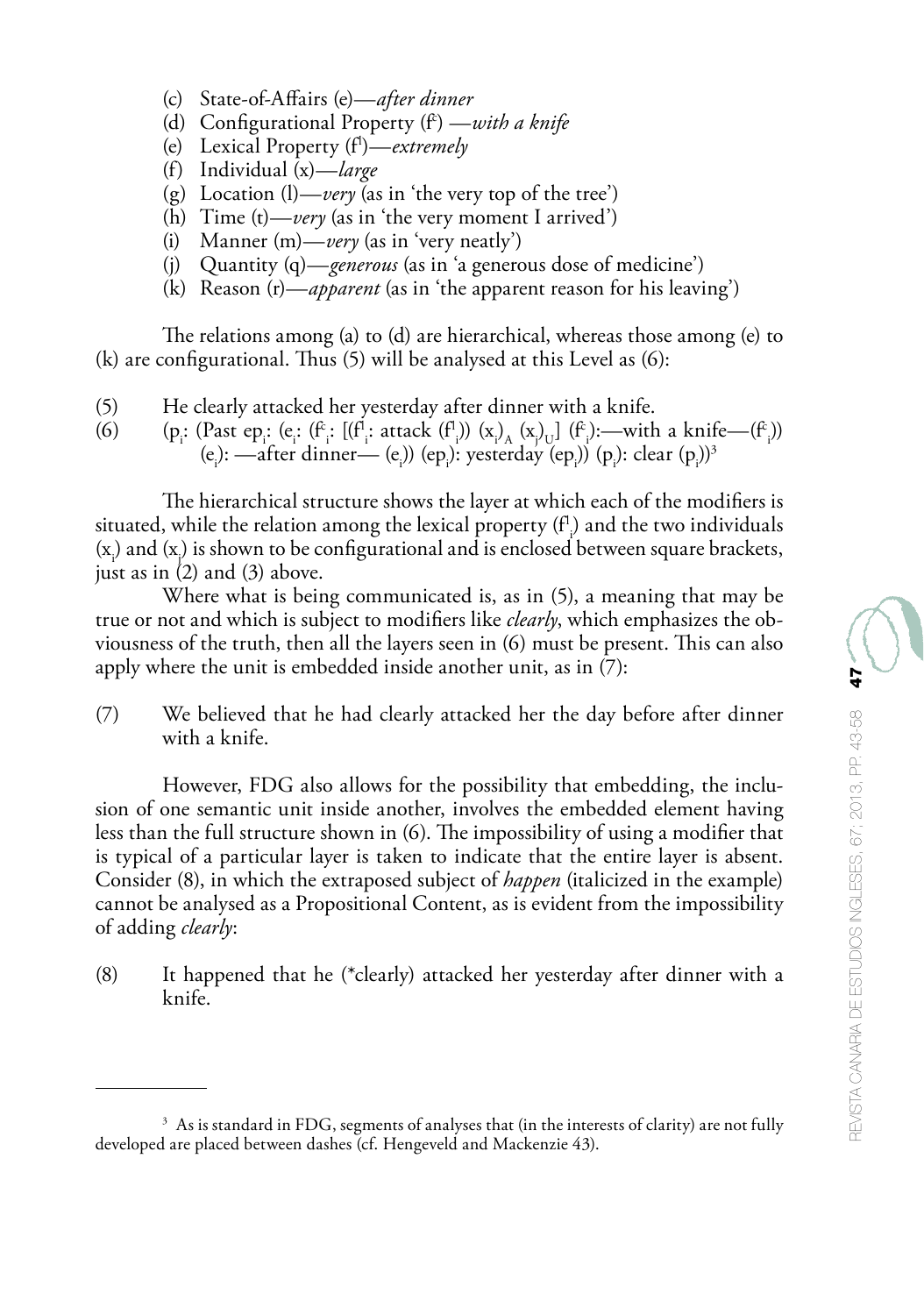(c) State-of-Affairs (e)—*after dinner*
(d) Configurational Property ($f^c$) —*with a knife*
(e) Lexical Property ($f^l$)—*extremely*
(f) Individual (x)—*large*
(g) Location (l)—*very* (as in 'the very top of the tree')
(h) Time (t)—*very* (as in 'the very moment I arrived')
(i) Manner (m)—*very* (as in 'very neatly')
(j) Quantity (q)—*generous* (as in 'a generous dose of medicine')
(k) Reason (r)—*apparent* (as in 'the apparent reason for his leaving')

The relations among (a) to (d) are hierarchical, whereas those among (e) to (k) are configurational. Thus (5) will be analysed at this Level as (6):

(5) He clearly attacked her yesterday after dinner with a knife.

(6) ($p_i$: (Past $ep_i$: ($e_i$: ($f^c_i$: [($f^l_i$: attack ($f^l_i$)) $(x_i)_A$ $(x_j)_U$] ($f^c_i$):—with a knife—($f^c_i$)) ($e_i$): —after dinner— ($e_i$)) ($ep_i$): yesterday ($ep_i$)) ($p_i$): clear ($p_i$))[3]

The hierarchical structure shows the layer at which each of the modifiers is situated, while the relation among the lexical property ($f^l_i$) and the two individuals ($x_i$) and ($x_j$) is shown to be configurational and is enclosed between square brackets, just as in (2) and (3) above.

Where what is being communicated is, as in (5), a meaning that may be true or not and which is subject to modifiers like *clearly*, which emphasizes the obviousness of the truth, then all the layers seen in (6) must be present. This can also apply where the unit is embedded inside another unit, as in (7):

(7) We believed that he had clearly attacked her the day before after dinner with a knife.

However, FDG also allows for the possibility that embedding, the inclusion of one semantic unit inside another, involves the embedded element having less than the full structure shown in (6). The impossibility of using a modifier that is typical of a particular layer is taken to indicate that the entire layer is absent. Consider (8), in which the extraposed subject of *happen* (italicized in the example) cannot be analysed as a Propositional Content, as is evident from the impossibility of adding *clearly*:

(8) It happened that he (*clearly) attacked her yesterday after dinner with a knife.

---

[3] As is standard in FDG, segments of analyses that (in the interests of clarity) are not fully developed are placed between dashes (cf. Hengeveld and Mackenzie 43).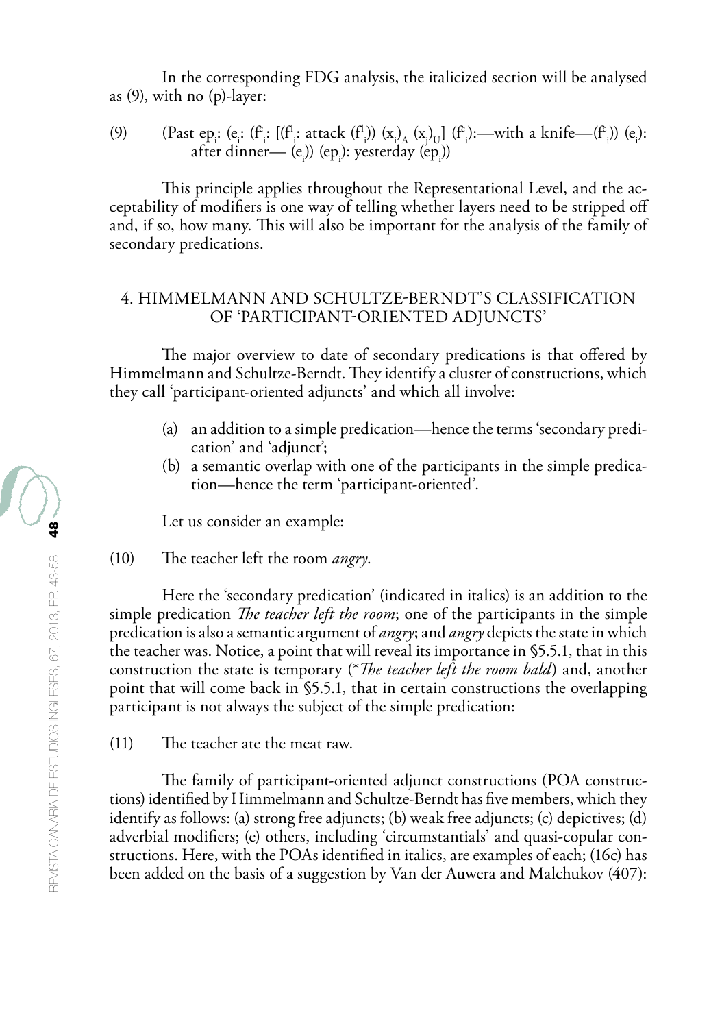In the corresponding FDG analysis, the italicized section will be analysed as (9), with no (p)-layer:

(9) (Past $ep_i$: ($e_i$: ($f^c_i$: [($f^l_i$: attack ($f^l_i$)) $(x_i)_A$ $(x_j)_U$] ($f^c_i$):—with a knife—($f^c_i$)) ($e_i$): after dinner— ($e_i$)) ($ep_i$): yesterday ($ep_i$))

This principle applies throughout the Representational Level, and the acceptability of modifiers is one way of telling whether layers need to be stripped off and, if so, how many. This will also be important for the analysis of the family of secondary predications.

## 4. HIMMELMANN AND SCHULTZE-BERNDT'S CLASSIFICATION OF 'PARTICIPANT-ORIENTED ADJUNCTS'

The major overview to date of secondary predications is that offered by Himmelmann and Schultze-Berndt. They identify a cluster of constructions, which they call 'participant-oriented adjuncts' and which all involve:

(a) an addition to a simple predication—hence the terms 'secondary predication' and 'adjunct';
(b) a semantic overlap with one of the participants in the simple predication—hence the term 'participant-oriented'.

Let us consider an example:

(10) The teacher left the room *angry*.

Here the 'secondary predication' (indicated in italics) is an addition to the simple predication *The teacher left the room*; one of the participants in the simple predication is also a semantic argument of *angry*; and *angry* depicts the state in which the teacher was. Notice, a point that will reveal its importance in §5.5.1, that in this construction the state is temporary (**The teacher left the room bald*) and, another point that will come back in §5.5.1, that in certain constructions the overlapping participant is not always the subject of the simple predication:

(11) The teacher ate the meat raw.

The family of participant-oriented adjunct constructions (POA constructions) identified by Himmelmann and Schultze-Berndt has five members, which they identify as follows: (a) strong free adjuncts; (b) weak free adjuncts; (c) depictives; (d) adverbial modifiers; (e) others, including 'circumstantials' and quasi-copular constructions. Here, with the POAs identified in italics, are examples of each; (16c) has been added on the basis of a suggestion by Van der Auwera and Malchukov (407):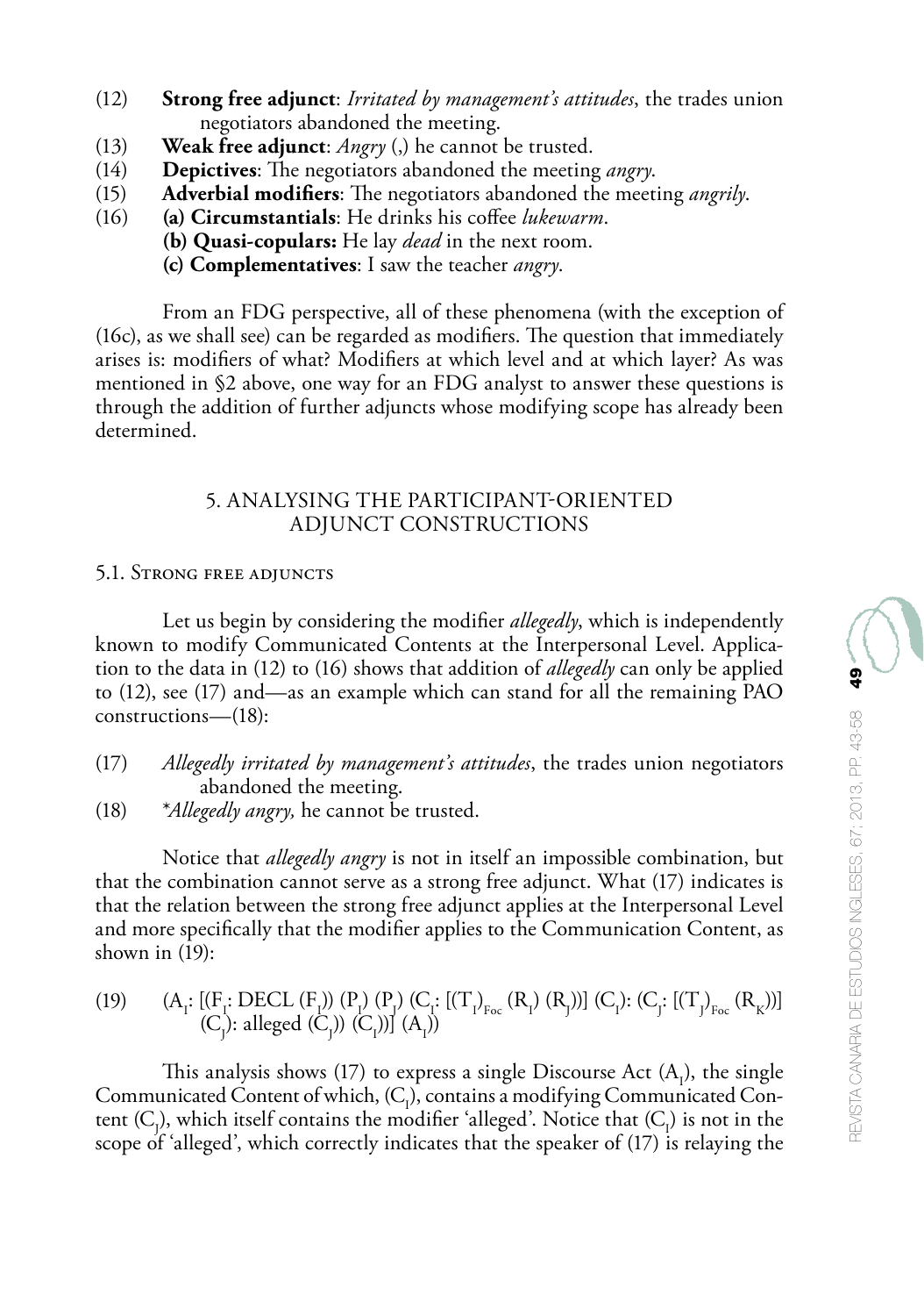(12) **Strong free adjunct**: *Irritated by management's attitudes*, the trades union negotiators abandoned the meeting.
(13) **Weak free adjunct**: *Angry* (,) he cannot be trusted.
(14) **Depictives**: The negotiators abandoned the meeting *angry*.
(15) **Adverbial modifiers**: The negotiators abandoned the meeting *angrily*.
(16) **(a) Circumstantials**: He drinks his coffee *lukewarm*.
**(b) Quasi-copulars:** He lay *dead* in the next room.
**(c) Complementatives**: I saw the teacher *angry*.

From an FDG perspective, all of these phenomena (with the exception of (16c), as we shall see) can be regarded as modifiers. The question that immediately arises is: modifiers of what? Modifiers at which level and at which layer? As was mentioned in §2 above, one way for an FDG analyst to answer these questions is through the addition of further adjuncts whose modifying scope has already been determined.

## 5. ANALYSING THE PARTICIPANT-ORIENTED ADJUNCT CONSTRUCTIONS

### 5.1. Strong free adjuncts

Let us begin by considering the modifier *allegedly*, which is independently known to modify Communicated Contents at the Interpersonal Level. Application to the data in (12) to (16) shows that addition of *allegedly* can only be applied to (12), see (17) and—as an example which can stand for all the remaining PAO constructions—(18):

(17) *Allegedly irritated by management's attitudes*, the trades union negotiators abandoned the meeting.
(18) \**Allegedly angry,* he cannot be trusted.

Notice that *allegedly angry* is not in itself an impossible combination, but that the combination cannot serve as a strong free adjunct. What (17) indicates is that the relation between the strong free adjunct applies at the Interpersonal Level and more specifically that the modifier applies to the Communication Content, as shown in (19):

(19) $(A_I: [(F_I: DECL\ (F_I))\ (P_I)\ (P_J)\ (C_I: [(T_I)_{Foc}\ (R_I)\ (R_J))]\ (C_I): (C_J: [(T_J)_{Foc}\ (R_K))]\ (C_J): alleged\ (C_J))\ (C_I))]\ (A_I))$

This analysis shows (17) to express a single Discourse Act ($A_I$), the single Communicated Content of which, ($C_I$), contains a modifying Communicated Content ($C_J$), which itself contains the modifier 'alleged'. Notice that ($C_I$) is not in the scope of 'alleged', which correctly indicates that the speaker of (17) is relaying the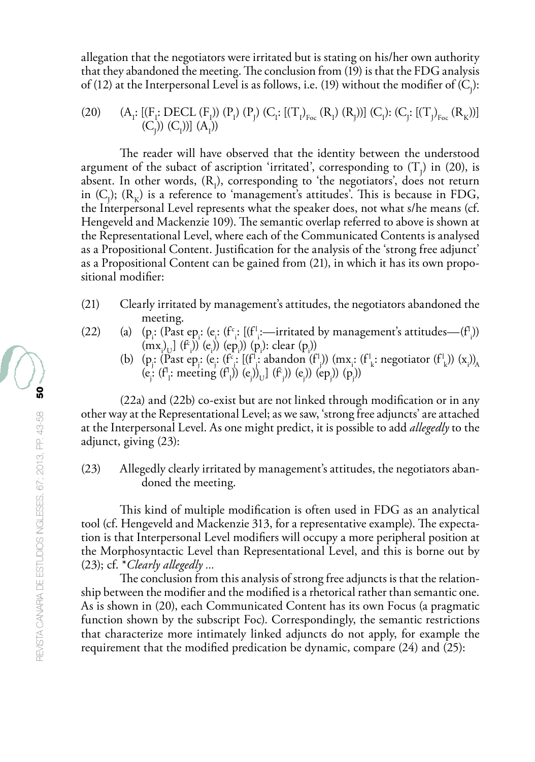allegation that the negotiators were irritated but is stating on his/her own authority that they abandoned the meeting. The conclusion from (19) is that the FDG analysis of (12) at the Interpersonal Level is as follows, i.e. (19) without the modifier of $(C_J)$:

(20) $(A_I: [(F_I: \text{DECL}\ (F_I))\ (P_I)\ (P_J)\ (C_I: [(T_I)_{Foc}\ (R_I)\ (R_J)]\ (C_I): (C_J: [(T_J)_{Foc}\ (R_K)]\ (C_J))\ (C_I))]\ (A_I))$

The reader will have observed that the identity between the understood argument of the subact of ascription 'irritated', corresponding to $(T_J)$ in (20), is absent. In other words, $(R_I)$, corresponding to 'the negotiators', does not return in $(C_J)$; $(R_K)$ is a reference to 'management's attitudes'. This is because in FDG, the Interpersonal Level represents what the speaker does, not what s/he means (cf. Hengeveld and Mackenzie 109). The semantic overlap referred to above is shown at the Representational Level, where each of the Communicated Contents is analysed as a Propositional Content. Justification for the analysis of the 'strong free adjunct' as a Propositional Content can be gained from (21), in which it has its own propositional modifier:

(21) Clearly irritated by management's attitudes, the negotiators abandoned the meeting.

(22) (a) $(p_i: (\text{Past}\ ep_i: (e_i: (f^c_i: [(f^l_i: \text{—irritated by management's attitudes—}\ (f^l_i))\ (mx_i)_U]\ (f^c_i))\ (e_i))\ (ep_i))\ (p_i): \text{clear}\ (p_i))$

(b) $(p_j: (\text{Past}\ ep_j: (e_j: (f^c_j: [(f^l_j: \text{abandon}\ (f^l_j))\ (mx_i: (f^l_k: \text{negotiator}\ (f^l_k))\ (x_i))_A\ (e_j: (f^l_l: \text{meeting}\ (f^l_l))\ (e_j))_U]\ (f^c_j))\ (e_j))\ (ep_j))\ (p_j))$

(22a) and (22b) co-exist but are not linked through modification or in any other way at the Representational Level; as we saw, 'strong free adjuncts' are attached at the Interpersonal Level. As one might predict, it is possible to add *allegedly* to the adjunct, giving (23):

(23) Allegedly clearly irritated by management's attitudes, the negotiators abandoned the meeting.

This kind of multiple modification is often used in FDG as an analytical tool (cf. Hengeveld and Mackenzie 313, for a representative example). The expectation is that Interpersonal Level modifiers will occupy a more peripheral position at the Morphosyntactic Level than Representational Level, and this is borne out by (23); cf. \**Clearly allegedly ...*

The conclusion from this analysis of strong free adjuncts is that the relationship between the modifier and the modified is a rhetorical rather than semantic one. As is shown in (20), each Communicated Content has its own Focus (a pragmatic function shown by the subscript Foc). Correspondingly, the semantic restrictions that characterize more intimately linked adjuncts do not apply, for example the requirement that the modified predication be dynamic, compare (24) and (25):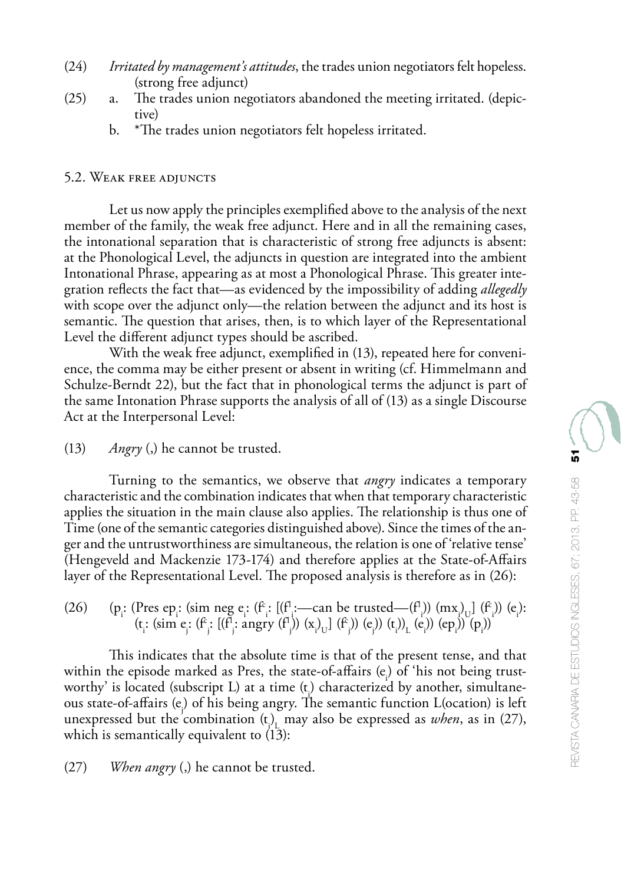(24) *Irritated by management's attitudes*, the trades union negotiators felt hopeless. (strong free adjunct)

(25) a. The trades union negotiators abandoned the meeting irritated. (depictive)

b. *The trades union negotiators felt hopeless irritated.

### 5.2. Weak free adjuncts

Let us now apply the principles exemplified above to the analysis of the next member of the family, the weak free adjunct. Here and in all the remaining cases, the intonational separation that is characteristic of strong free adjuncts is absent: at the Phonological Level, the adjuncts in question are integrated into the ambient Intonational Phrase, appearing as at most a Phonological Phrase. This greater integration reflects the fact that—as evidenced by the impossibility of adding *allegedly* with scope over the adjunct only—the relation between the adjunct and its host is semantic. The question that arises, then, is to which layer of the Representational Level the different adjunct types should be ascribed.

With the weak free adjunct, exemplified in (13), repeated here for convenience, the comma may be either present or absent in writing (cf. Himmelmann and Schulze-Berndt 22), but the fact that in phonological terms the adjunct is part of the same Intonation Phrase supports the analysis of all of (13) as a single Discourse Act at the Interpersonal Level:

(13) *Angry* (,) he cannot be trusted.

Turning to the semantics, we observe that *angry* indicates a temporary characteristic and the combination indicates that when that temporary characteristic applies the situation in the main clause also applies. The relationship is thus one of Time (one of the semantic categories distinguished above). Since the times of the anger and the untrustworthiness are simultaneous, the relation is one of 'relative tense' (Hengeveld and Mackenzie 173-174) and therefore applies at the State-of-Affairs layer of the Representational Level. The proposed analysis is therefore as in (26):

(26) $(p_i$: (Pres $ep_i$: (sim neg $e_i$: $(f^c_i$: $[(f^l_i$:—can be trusted—$(f^l_i))$ $(mx_i)_U]$ $(f^c_i))$ $(e_i)$: $(t_i$: (sim $e_j$: $(f^c_j$: $[(f^l_j$: angry $(f^l_j))$ $(x_i)_U]$ $(f^c_j))$ $(e_j))$ $(t_i))_L$ $(e_i))$ $(ep_i))$ $(p_i))$

This indicates that the absolute time is that of the present tense, and that within the episode marked as Pres, the state-of-affairs $(e_i)$ of 'his not being trustworthy' is located (subscript L) at a time $(t_i)$ characterized by another, simultaneous state-of-affairs $(e_j)$ of his being angry. The semantic function L(ocation) is left unexpressed but the combination $(t_i)_L$ may also be expressed as *when*, as in (27), which is semantically equivalent to (13):

(27) *When angry* (,) he cannot be trusted.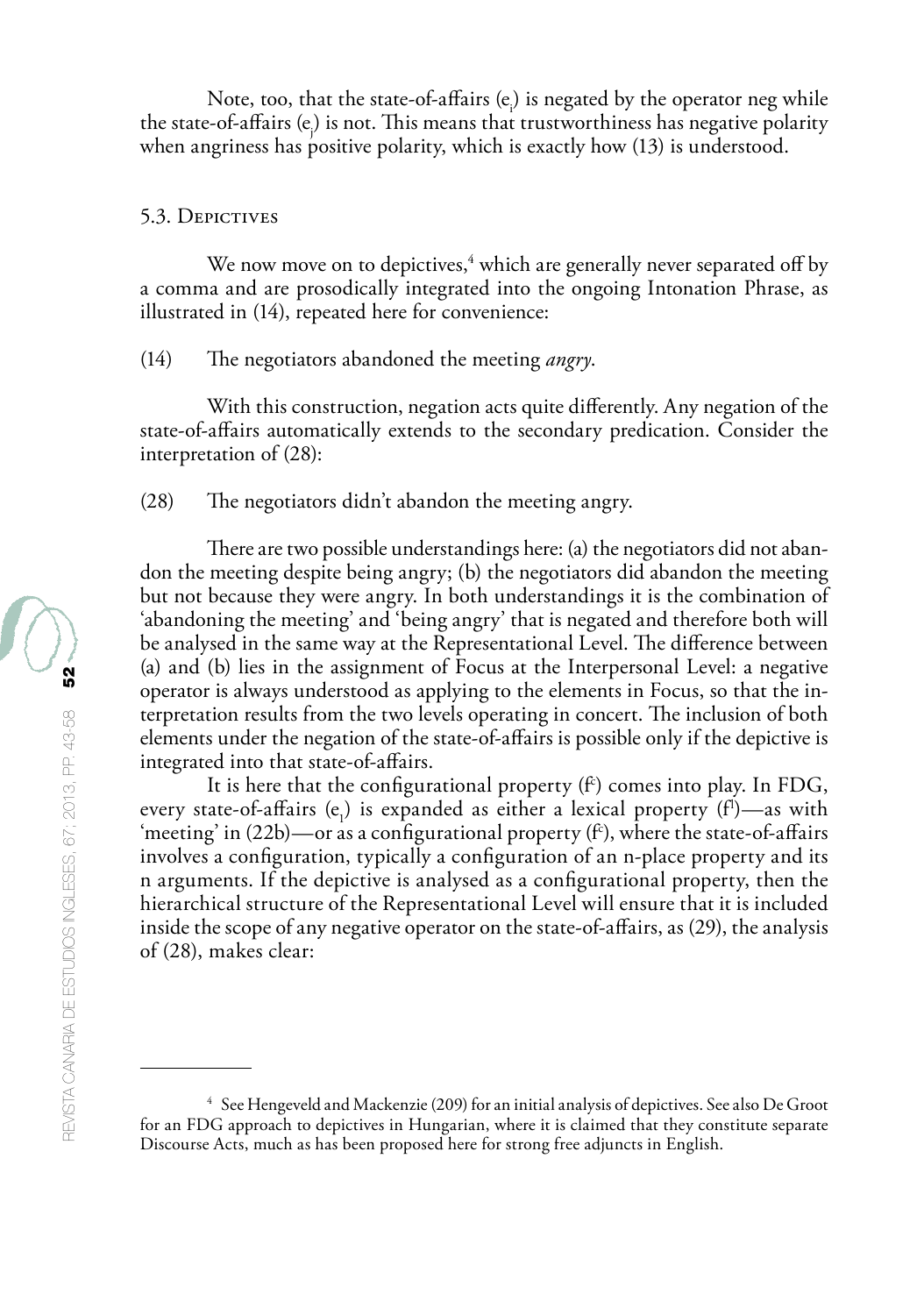Note, too, that the state-of-affairs $(e_i)$ is negated by the operator neg while the state-of-affairs $(e_j)$ is not. This means that trustworthiness has negative polarity when angriness has positive polarity, which is exactly how (13) is understood.

### 5.3. Depictives

We now move on to depictives,[4] which are generally never separated off by a comma and are prosodically integrated into the ongoing Intonation Phrase, as illustrated in (14), repeated here for convenience:

(14) The negotiators abandoned the meeting *angry*.

With this construction, negation acts quite differently. Any negation of the state-of-affairs automatically extends to the secondary predication. Consider the interpretation of (28):

(28) The negotiators didn't abandon the meeting angry.

There are two possible understandings here: (a) the negotiators did not abandon the meeting despite being angry; (b) the negotiators did abandon the meeting but not because they were angry. In both understandings it is the combination of 'abandoning the meeting' and 'being angry' that is negated and therefore both will be analysed in the same way at the Representational Level. The difference between (a) and (b) lies in the assignment of Focus at the Interpersonal Level: a negative operator is always understood as applying to the elements in Focus, so that the interpretation results from the two levels operating in concert. The inclusion of both elements under the negation of the state-of-affairs is possible only if the depictive is integrated into that state-of-affairs.

It is here that the configurational property $(f^c)$ comes into play. In FDG, every state-of-affairs $(e_1)$ is expanded as either a lexical property $(f^l)$—as with 'meeting' in (22b)—or as a configurational property $(f^c)$, where the state-of-affairs involves a configuration, typically a configuration of an n-place property and its n arguments. If the depictive is analysed as a configurational property, then the hierarchical structure of the Representational Level will ensure that it is included inside the scope of any negative operator on the state-of-affairs, as (29), the analysis of (28), makes clear:

---

[4] See Hengeveld and Mackenzie (209) for an initial analysis of depictives. See also De Groot for an FDG approach to depictives in Hungarian, where it is claimed that they constitute separate Discourse Acts, much as has been proposed here for strong free adjuncts in English.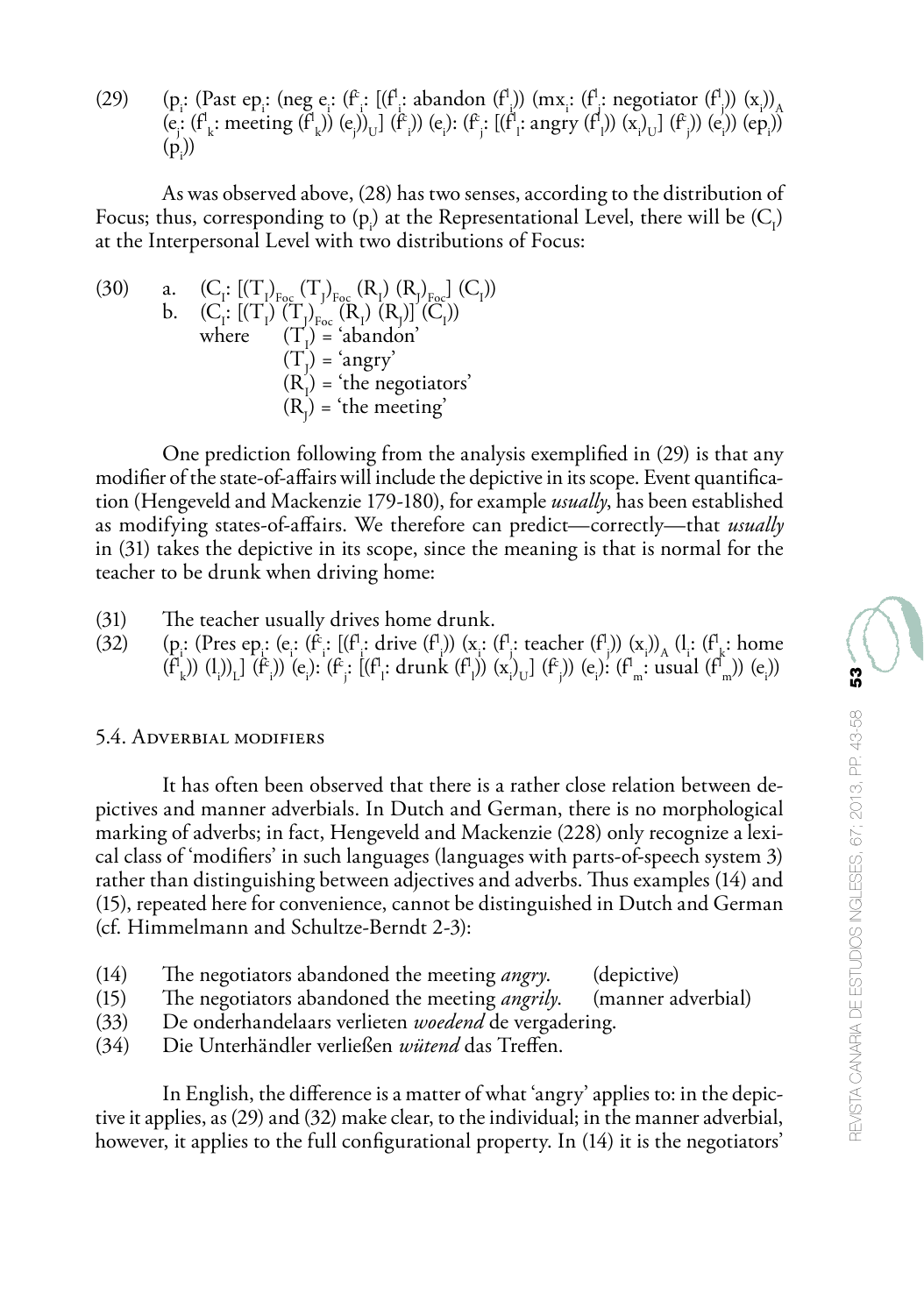(29) $(p_i$: (Past $ep_i$: (neg $e_i$: $(f^c_i$: $[(f^l_i$: abandon $(f^l_i))$ $(mx_i$: $(f^l_j$: negotiator $(f^l_j))$ $(x_i))_A$ $(e_j$: $(f^l_k$: meeting $(f^l_k))$ $(e_j))_U]$ $(f^c_i))$ $(e_i)$: $(f^c_j$: $[(f^l_l$: angry $(f^l_l))$ $(x_i)_U]$ $(f^c_j))$ $(e_i))$ $(ep_i))$ $(p_i))$

As was observed above, (28) has two senses, according to the distribution of Focus; thus, corresponding to $(p_i)$ at the Representational Level, there will be $(C_I)$ at the Interpersonal Level with two distributions of Focus:

(30) a. $(C_I$: $[(T_I)_{Foc}$ $(T_J)_{Foc}$ $(R_I)$ $(R_J)_{Foc}]$ $(C_I))$
b. $(C_I$: $[(T_I)$ $(T_J)_{Foc}$ $(R_I)$ $(R_J)]$ $(C_I))$
where $(T_I)$ = 'abandon'
$(T_J)$ = 'angry'
$(R_I)$ = 'the negotiators'
$(R_J)$ = 'the meeting'

One prediction following from the analysis exemplified in (29) is that any modifier of the state-of-affairs will include the depictive in its scope. Event quantification (Hengeveld and Mackenzie 179-180), for example *usually*, has been established as modifying states-of-affairs. We therefore can predict—correctly—that *usually* in (31) takes the depictive in its scope, since the meaning is that is normal for the teacher to be drunk when driving home:

(31) The teacher usually drives home drunk.
(32) $(p_i$: (Pres $ep_i$: $(e_i$: $(f^c_i$: $[(f^l_i$: drive $(f^l_i))$ $(x_i$: $(f^l_j$: teacher $(f^l_j))$ $(x_i))_A$ $(l_i$: $(f^l_k$: home $(f^l_k))$ $(l_i))_L]$ $(f^c_i))$ $(e_i)$: $(f^c_j$: $[(f^l_l$: drunk $(f^l_l))$ $(x_i)_U]$ $(f^c_j))$ $(e_i)$: $(f^l_m$: usual $(f^l_m))$ $(e_i))$

## 5.4. Adverbial modifiers

It has often been observed that there is a rather close relation between depictives and manner adverbials. In Dutch and German, there is no morphological marking of adverbs; in fact, Hengeveld and Mackenzie (228) only recognize a lexical class of 'modifiers' in such languages (languages with parts-of-speech system 3) rather than distinguishing between adjectives and adverbs. Thus examples (14) and (15), repeated here for convenience, cannot be distinguished in Dutch and German (cf. Himmelmann and Schultze-Berndt 2-3):

(14) The negotiators abandoned the meeting *angry*. (depictive)
(15) The negotiators abandoned the meeting *angrily*. (manner adverbial)
(33) De onderhandelaars verlieten *woedend* de vergadering.
(34) Die Unterhändler verließen *wütend* das Treffen.

In English, the difference is a matter of what 'angry' applies to: in the depictive it applies, as (29) and (32) make clear, to the individual; in the manner adverbial, however, it applies to the full configurational property. In (14) it is the negotiators'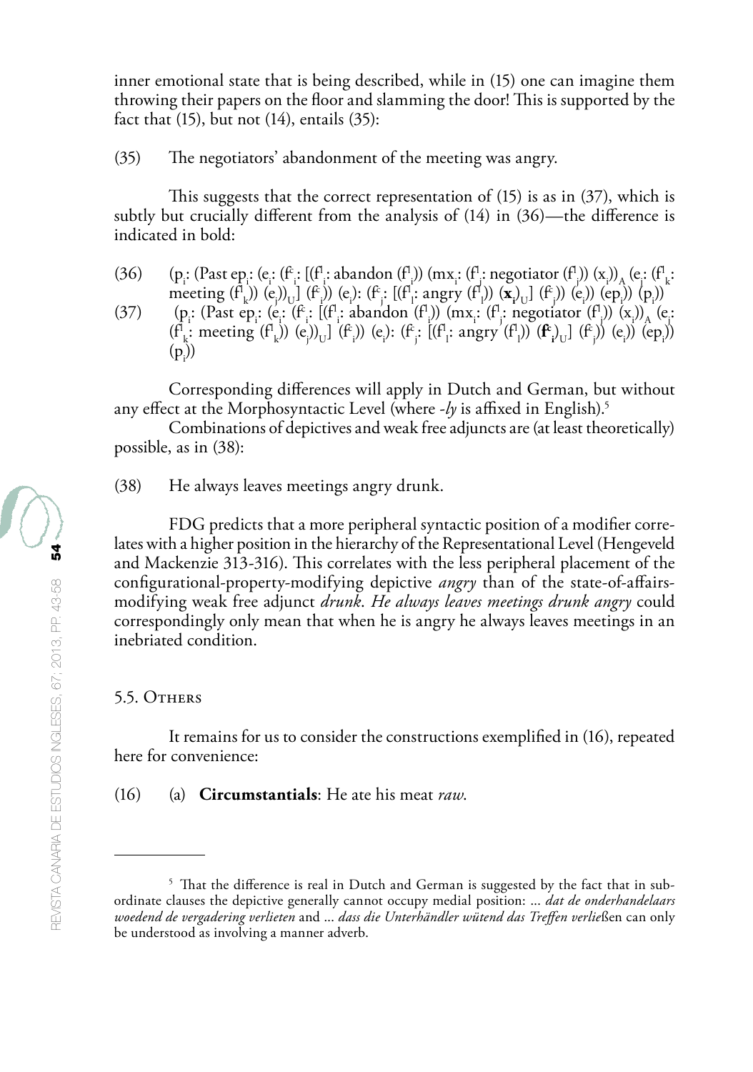inner emotional state that is being described, while in (15) one can imagine them throwing their papers on the floor and slamming the door! This is supported by the fact that (15), but not (14), entails (35):

(35) The negotiators' abandonment of the meeting was angry.

This suggests that the correct representation of (15) is as in (37), which is subtly but crucially different from the analysis of (14) in (36)—the difference is indicated in bold:

(36) ($p_i$: (Past $ep_i$: ($e_i$: ($f^c_i$: [($f^l_i$: abandon ($f^l_i$)) ($mx_i$: ($f^l_j$: negotiator ($f^l_j$)) ($x_i$))$_A$ ($e_j$: ($f^l_k$: meeting ($f^l_k$)) ($e_j$))$_U$] ($f^c_i$)) ($e_i$): ($f^c_j$: [($f^l_l$: angry ($f^l_l$)) ($\mathbf{x_i}$)$_U$] ($f^c_j$)) ($e_i$)) ($ep_i$)) ($p_i$))

(37) ($p_i$: (Past $ep_i$: ($e_i$: ($f^c_i$: [($f^l_i$: abandon ($f^l_i$)) ($mx_i$: ($f^l_j$: negotiator ($f^l_j$)) ($x_i$))$_A$ ($e_j$: ($f^l_k$: meeting ($f^l_k$)) ($e_j$))$_U$] ($f^c_i$)) ($e_i$): ($f^c_j$: [($f^l_l$: angry ($f^l_l$)) ($\mathbf{f^c_i}$)$_U$] ($f^c_j$)) ($e_i$)) ($ep_i$)) ($p_i$))

Corresponding differences will apply in Dutch and German, but without any effect at the Morphosyntactic Level (where *-ly* is affixed in English).[5]

Combinations of depictives and weak free adjuncts are (at least theoretically) possible, as in (38):

(38) He always leaves meetings angry drunk.

FDG predicts that a more peripheral syntactic position of a modifier correlates with a higher position in the hierarchy of the Representational Level (Hengeveld and Mackenzie 313-316). This correlates with the less peripheral placement of the configurational-property-modifying depictive *angry* than of the state-of-affairs-modifying weak free adjunct *drunk*. *He always leaves meetings drunk angry* could correspondingly only mean that when he is angry he always leaves meetings in an inebriated condition.

## 5.5. Others

It remains for us to consider the constructions exemplified in (16), repeated here for convenience:

(16) (a) **Circumstantials**: He ate his meat *raw*.

---

[5] That the difference is real in Dutch and German is suggested by the fact that in subordinate clauses the depictive generally cannot occupy medial position: ... *dat de onderhandelaars woedend de vergadering verlieten* and ... *dass die Unterhändler wütend das Treffen verließen* can only be understood as involving a manner adverb.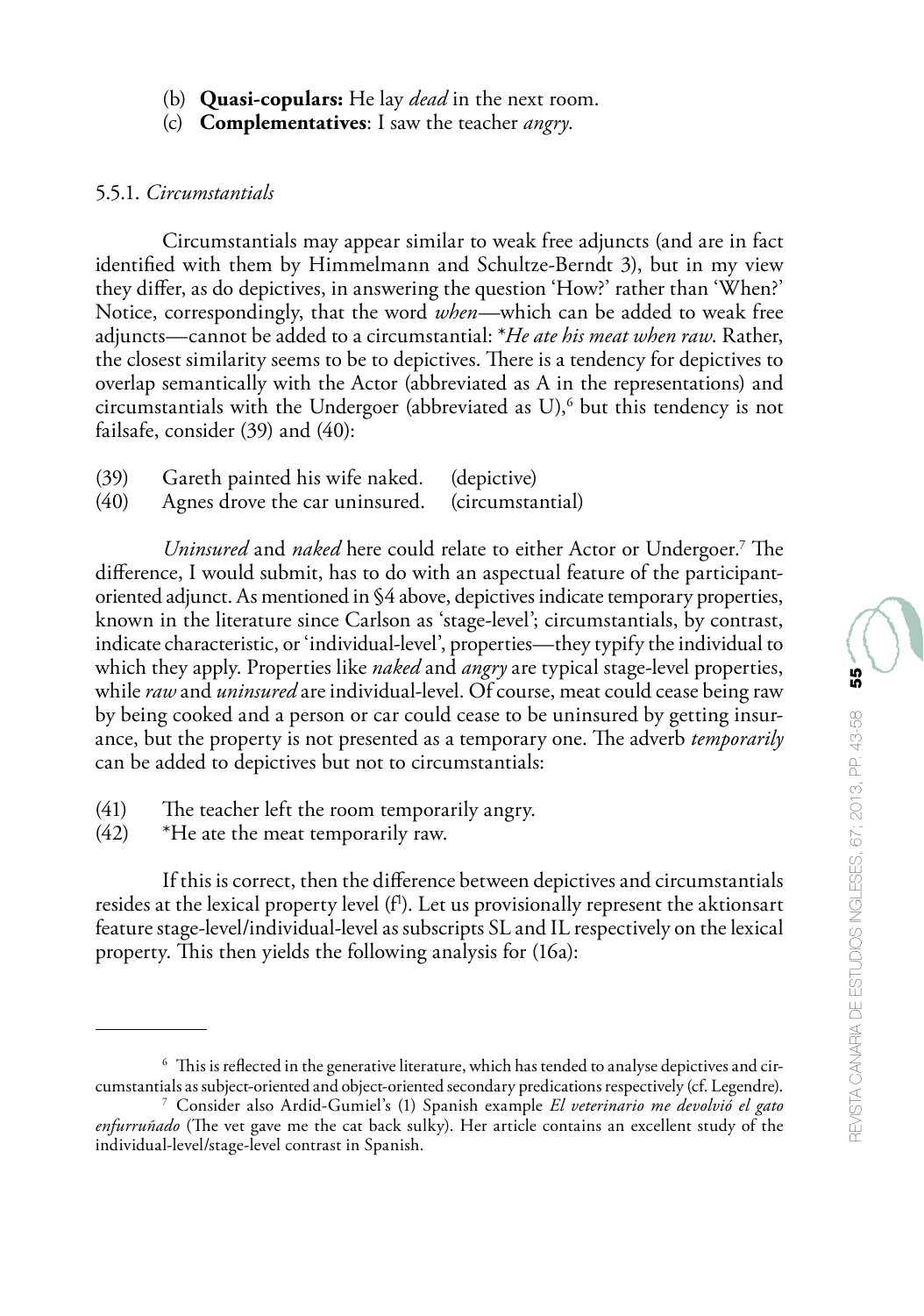(b) **Quasi-copulars:** He lay *dead* in the next room.
(c) **Complementatives**: I saw the teacher *angry*.

### 5.5.1. *Circumstantials*

Circumstantials may appear similar to weak free adjuncts (and are in fact identified with them by Himmelmann and Schultze-Berndt 3), but in my view they differ, as do depictives, in answering the question 'How?' rather than 'When?' Notice, correspondingly, that the word *when*—which can be added to weak free adjuncts—cannot be added to a circumstantial: \**He ate his meat when raw*. Rather, the closest similarity seems to be to depictives. There is a tendency for depictives to overlap semantically with the Actor (abbreviated as A in the representations) and circumstantials with the Undergoer (abbreviated as U),[6] but this tendency is not failsafe, consider (39) and (40):

(39) Gareth painted his wife naked. (depictive)
(40) Agnes drove the car uninsured. (circumstantial)

*Uninsured* and *naked* here could relate to either Actor or Undergoer.[7] The difference, I would submit, has to do with an aspectual feature of the participant-oriented adjunct. As mentioned in §4 above, depictives indicate temporary properties, known in the literature since Carlson as 'stage-level'; circumstantials, by contrast, indicate characteristic, or 'individual-level', properties—they typify the individual to which they apply. Properties like *naked* and *angry* are typical stage-level properties, while *raw* and *uninsured* are individual-level. Of course, meat could cease being raw by being cooked and a person or car could cease to be uninsured by getting insurance, but the property is not presented as a temporary one. The adverb *temporarily* can be added to depictives but not to circumstantials:

(41) The teacher left the room temporarily angry.
(42) \*He ate the meat temporarily raw.

If this is correct, then the difference between depictives and circumstantials resides at the lexical property level ($f^l$). Let us provisionally represent the aktionsart feature stage-level/individual-level as subscripts SL and IL respectively on the lexical property. This then yields the following analysis for (16a):

---

[6] This is reflected in the generative literature, which has tended to analyse depictives and circumstantials as subject-oriented and object-oriented secondary predications respectively (cf. Legendre).

[7] Consider also Ardid-Gumiel's (1) Spanish example *El veterinario me devolvió el gato enfurruñado* (The vet gave me the cat back sulky). Her article contains an excellent study of the individual-level/stage-level contrast in Spanish.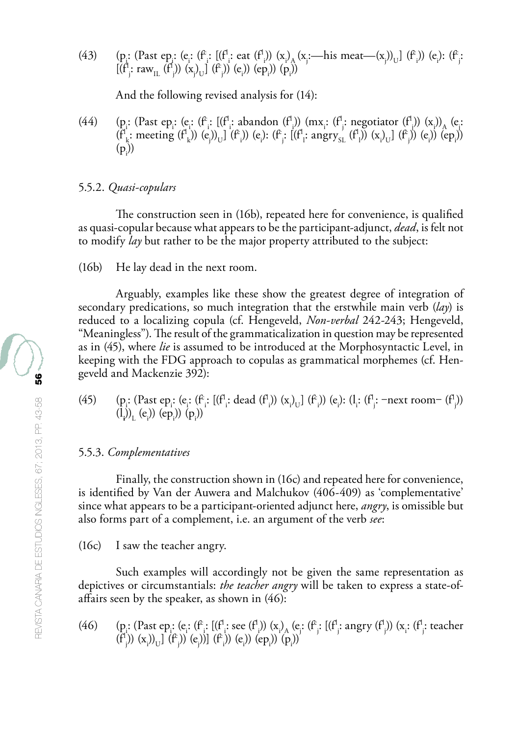(43) $(p_i: (\text{Past } ep_i: (e_i: (f^c_i: [(f^l_i: \text{eat } (f^l_i)) (x_i)_A (x_j: \text{—his meat—} (x_j))_U] (f^c_i)) (e_i): (f^c_j: [(f^l_j: \text{raw}_{IL} (f^l_j)) (x_j)_U] (f^c_j)) (e_i)) (ep_i)) (p_i))$

And the following revised analysis for (14):

(44) $(p_i: (\text{Past } ep_i: (e_i: (f^c_i: [(f^l_i: \text{abandon } (f^l_i)) (mx_i: (f^l_j: \text{negotiator } (f^l_j)) (x_i))_A (e_j: (f^l_k: \text{meeting } (f^l_k)) (e_j))_U] (f^c_i)) (e_i): (f^c_j: [(f^l_l: \text{angry}_{SL} (f^l_l)) (x_i)_U] (f^c_j)) (e_i)) (ep_i)) (p_i))$

### 5.5.2. *Quasi-copulars*

The construction seen in (16b), repeated here for convenience, is qualified as quasi-copular because what appears to be the participant-adjunct, *dead*, is felt not to modify *lay* but rather to be the major property attributed to the subject:

(16b) He lay dead in the next room.

Arguably, examples like these show the greatest degree of integration of secondary predications, so much integration that the erstwhile main verb (*lay*) is reduced to a localizing copula (cf. Hengeveld, *Non-verbal* 242-243; Hengeveld, "Meaningless"). The result of the grammaticalization in question may be represented as in (45), where *lie* is assumed to be introduced at the Morphosyntactic Level, in keeping with the FDG approach to copulas as grammatical morphemes (cf. Hengeveld and Mackenzie 392):

(45) $(p_i: (\text{Past } ep_i: (e_i: (f^c_i: [(f^l_i: \text{dead } (f^l_i)) (x_i)_U] (f^c_i)) (e_i): (l_i: (f^l_j: -\text{next room}- (f^l_j)) (l_i))_L (e_i)) (ep_i)) (p_i))$

### 5.5.3. *Complementatives*

Finally, the construction shown in (16c) and repeated here for convenience, is identified by Van der Auwera and Malchukov (406-409) as 'complementative' since what appears to be a participant-oriented adjunct here, *angry*, is omissible but also forms part of a complement, i.e. an argument of the verb *see*:

(16c) I saw the teacher angry.

Such examples will accordingly not be given the same representation as depictives or circumstantials: *the teacher angry* will be taken to express a state-of-affairs seen by the speaker, as shown in (46):

(46) $(p_i: (\text{Past } ep_i: (e_i: (f^c_i: [(f^l_i: \text{see } (f^l_i)) (x_i)_A (e_j: (f^c_j: [(f^l_j: \text{angry } (f^l_j)) (x_i: (f^l_j: \text{teacher } (f^l_j)) (x_i))_U] (f^c_j)) (e_j))] (f^c_i)) (e_i)) (ep_i)) (p_i))$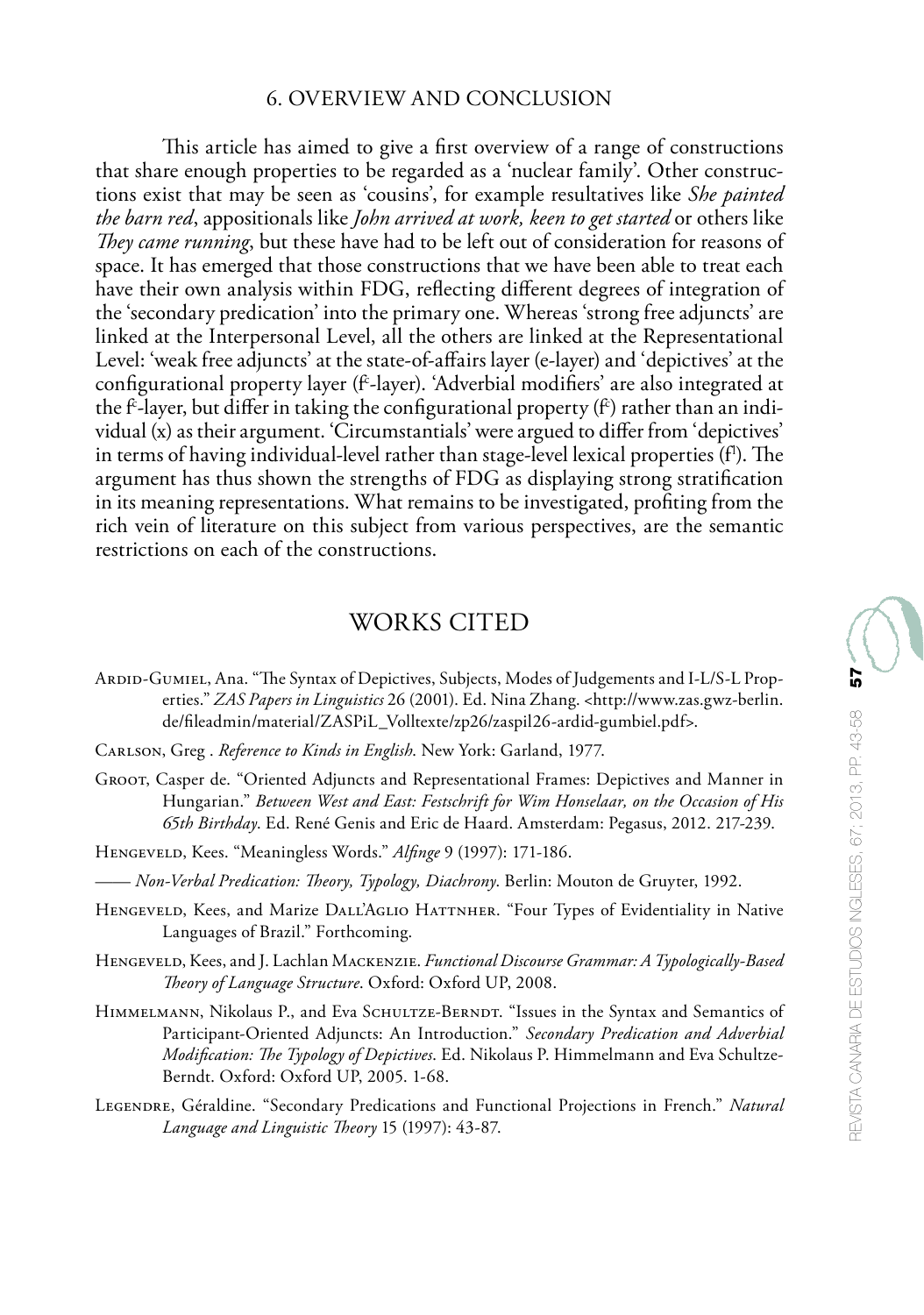## 6. OVERVIEW AND CONCLUSION

This article has aimed to give a first overview of a range of constructions that share enough properties to be regarded as a 'nuclear family'. Other constructions exist that may be seen as 'cousins', for example resultatives like *She painted the barn red*, appositionals like *John arrived at work, keen to get started* or others like *They came running*, but these have had to be left out of consideration for reasons of space. It has emerged that those constructions that we have been able to treat each have their own analysis within FDG, reflecting different degrees of integration of the 'secondary predication' into the primary one. Whereas 'strong free adjuncts' are linked at the Interpersonal Level, all the others are linked at the Representational Level: 'weak free adjuncts' at the state-of-affairs layer (e-layer) and 'depictives' at the configurational property layer ($f^c$-layer). 'Adverbial modifiers' are also integrated at the $f^c$-layer, but differ in taking the configurational property ($f^c$) rather than an individual (x) as their argument. 'Circumstantials' were argued to differ from 'depictives' in terms of having individual-level rather than stage-level lexical properties ($f^l$). The argument has thus shown the strengths of FDG as displaying strong stratification in its meaning representations. What remains to be investigated, profiting from the rich vein of literature on this subject from various perspectives, are the semantic restrictions on each of the constructions.

## WORKS CITED

Ardid-Gumiel, Ana. "The Syntax of Depictives, Subjects, Modes of Judgements and I-L/S-L Properties." *ZAS Papers in Linguistics* 26 (2001). Ed. Nina Zhang. <http://www.zas.gwz-berlin.de/fileadmin/material/ZASPiL_Volltexte/zp26/zaspil26-ardid-gumbiel.pdf>.

Carlson, Greg . *Reference to Kinds in English*. New York: Garland, 1977.

Groot, Casper de. "Oriented Adjuncts and Representational Frames: Depictives and Manner in Hungarian." *Between West and East: Festschrift for Wim Honselaar, on the Occasion of His 65th Birthday*. Ed. René Genis and Eric de Haard. Amsterdam: Pegasus, 2012. 217-239.

Hengeveld, Kees. "Meaningless Words." *Alfinge* 9 (1997): 171-186.

—— *Non-Verbal Predication: Theory, Typology, Diachrony*. Berlin: Mouton de Gruyter, 1992.

Hengeveld, Kees, and Marize Dall'Aglio Hattnher. "Four Types of Evidentiality in Native Languages of Brazil." Forthcoming.

Hengeveld, Kees, and J. Lachlan Mackenzie. *Functional Discourse Grammar: A Typologically-Based Theory of Language Structure*. Oxford: Oxford UP, 2008.

Himmelmann, Nikolaus P., and Eva Schultze-Berndt. "Issues in the Syntax and Semantics of Participant-Oriented Adjuncts: An Introduction." *Secondary Predication and Adverbial Modification: The Typology of Depictives*. Ed. Nikolaus P. Himmelmann and Eva Schultze-Berndt. Oxford: Oxford UP, 2005. 1-68.

Legendre, Géraldine. "Secondary Predications and Functional Projections in French." *Natural Language and Linguistic Theory* 15 (1997): 43-87.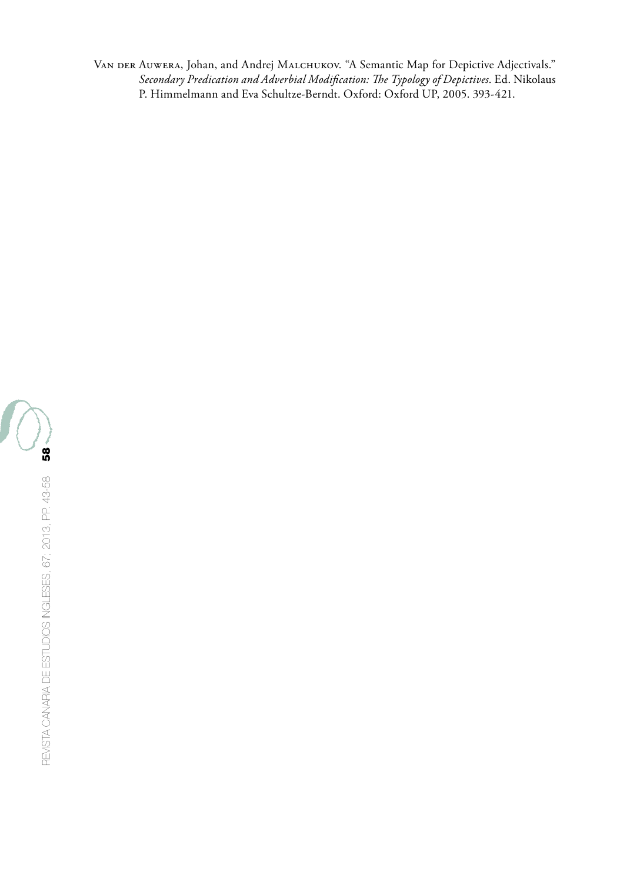Van der Auwera, Johan, and Andrej Malchukov. "A Semantic Map for Depictive Adjectivals." *Secondary Predication and Adverbial Modification: The Typology of Depictives*. Ed. Nikolaus P. Himmelmann and Eva Schultze-Berndt. Oxford: Oxford UP, 2005. 393-421.